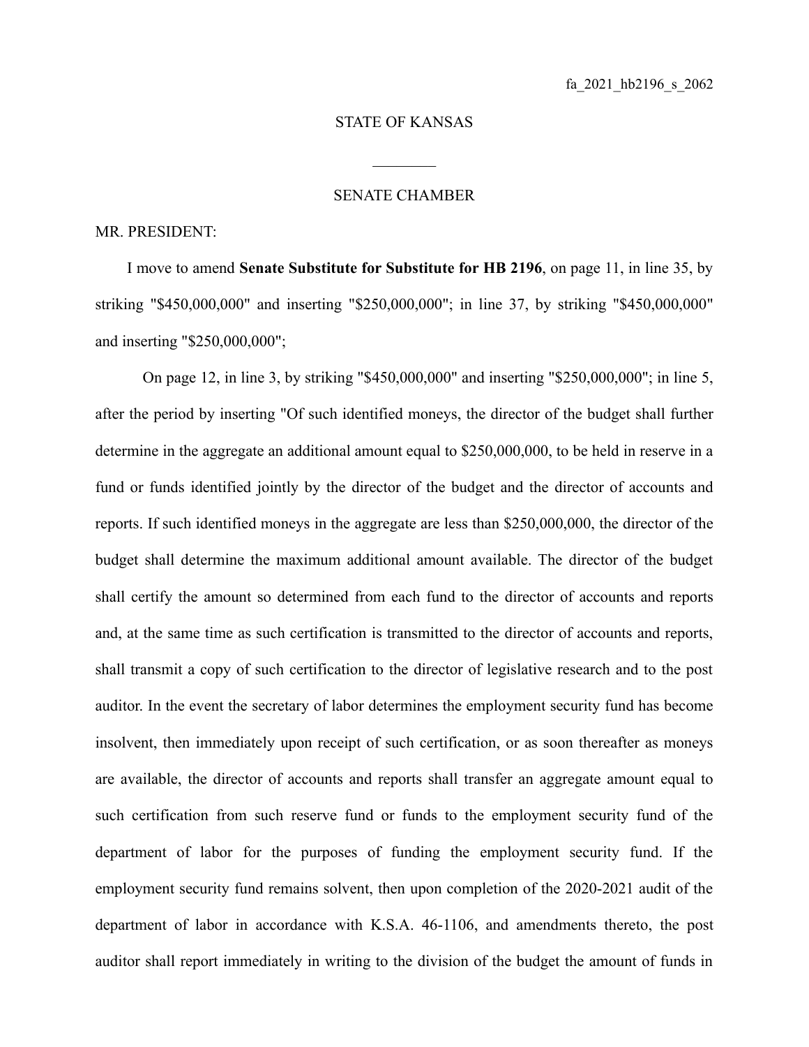fa_2021_hb2196_s_2062

STATE OF KANSAS

________

SENATE CHAMBER

MR. PRESIDENT:

I move to amend **Senate Substitute for Substitute for HB 2196**, on page 11, in line 35, by striking "$450,000,000" and inserting "$250,000,000"; in line 37, by striking "$450,000,000" and inserting "$250,000,000";

On page 12, in line 3, by striking "$450,000,000" and inserting "$250,000,000"; in line 5, after the period by inserting "Of such identified moneys, the director of the budget shall further determine in the aggregate an additional amount equal to $250,000,000, to be held in reserve in a fund or funds identified jointly by the director of the budget and the director of accounts and reports. If such identified moneys in the aggregate are less than $250,000,000, the director of the budget shall determine the maximum additional amount available. The director of the budget shall certify the amount so determined from each fund to the director of accounts and reports and, at the same time as such certification is transmitted to the director of accounts and reports, shall transmit a copy of such certification to the director of legislative research and to the post auditor. In the event the secretary of labor determines the employment security fund has become insolvent, then immediately upon receipt of such certification, or as soon thereafter as moneys are available, the director of accounts and reports shall transfer an aggregate amount equal to such certification from such reserve fund or funds to the employment security fund of the department of labor for the purposes of funding the employment security fund. If the employment security fund remains solvent, then upon completion of the 2020-2021 audit of the department of labor in accordance with K.S.A. 46-1106, and amendments thereto, the post auditor shall report immediately in writing to the division of the budget the amount of funds in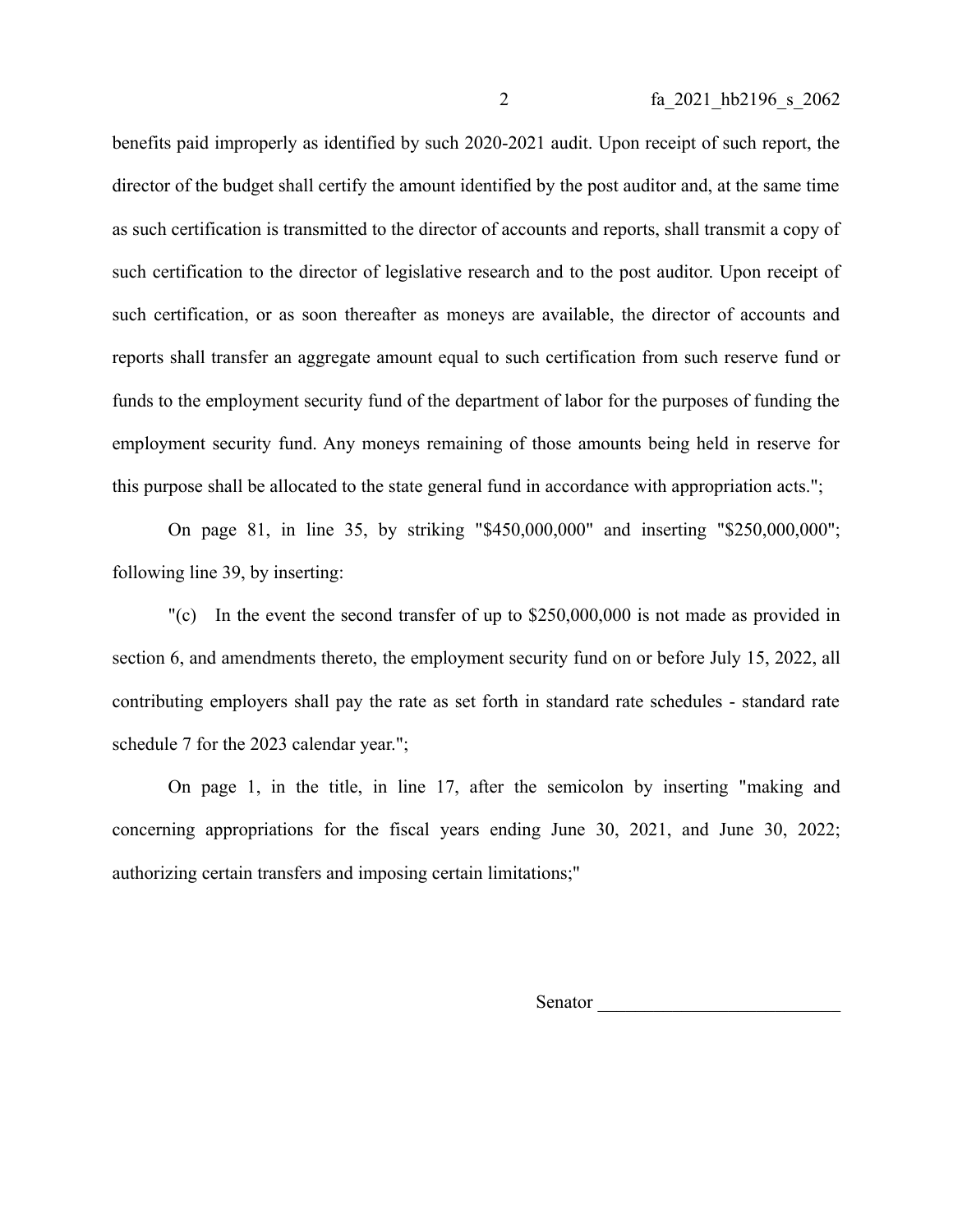benefits paid improperly as identified by such 2020-2021 audit. Upon receipt of such report, the director of the budget shall certify the amount identified by the post auditor and, at the same time as such certification is transmitted to the director of accounts and reports, shall transmit a copy of such certification to the director of legislative research and to the post auditor. Upon receipt of such certification, or as soon thereafter as moneys are available, the director of accounts and reports shall transfer an aggregate amount equal to such certification from such reserve fund or funds to the employment security fund of the department of labor for the purposes of funding the employment security fund. Any moneys remaining of those amounts being held in reserve for this purpose shall be allocated to the state general fund in accordance with appropriation acts.";

On page 81, in line 35, by striking "$450,000,000" and inserting "$250,000,000"; following line 39, by inserting:

"(c) In the event the second transfer of up to $250,000,000 is not made as provided in section 6, and amendments thereto, the employment security fund on or before July 15, 2022, all contributing employers shall pay the rate as set forth in standard rate schedules - standard rate schedule 7 for the 2023 calendar year.";

On page 1, in the title, in line 17, after the semicolon by inserting "making and concerning appropriations for the fiscal years ending June 30, 2021, and June 30, 2022; authorizing certain transfers and imposing certain limitations;"

Senator ___________________________